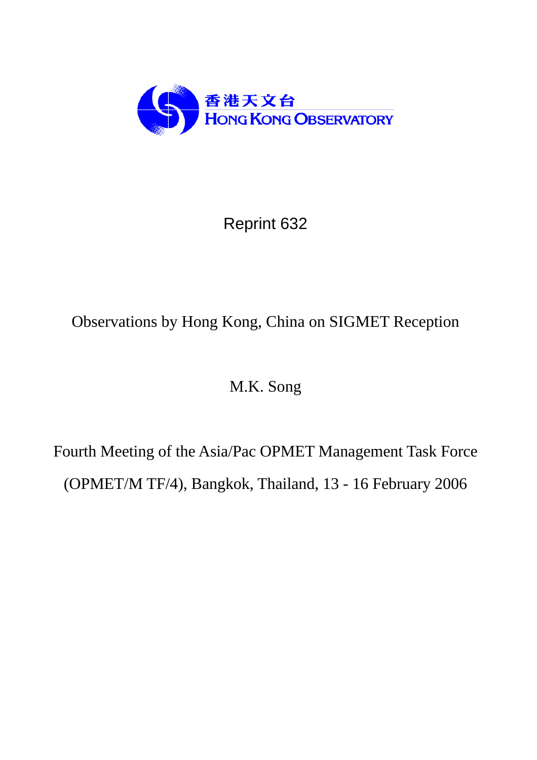香港天文台
HONG KONG OBSERVATORY

Reprint 632

# Observations by Hong Kong, China on SIGMET Reception

M.K. Song

Fourth Meeting of the Asia/Pac OPMET Management Task Force
(OPMET/M TF/4), Bangkok, Thailand, 13 - 16 February 2006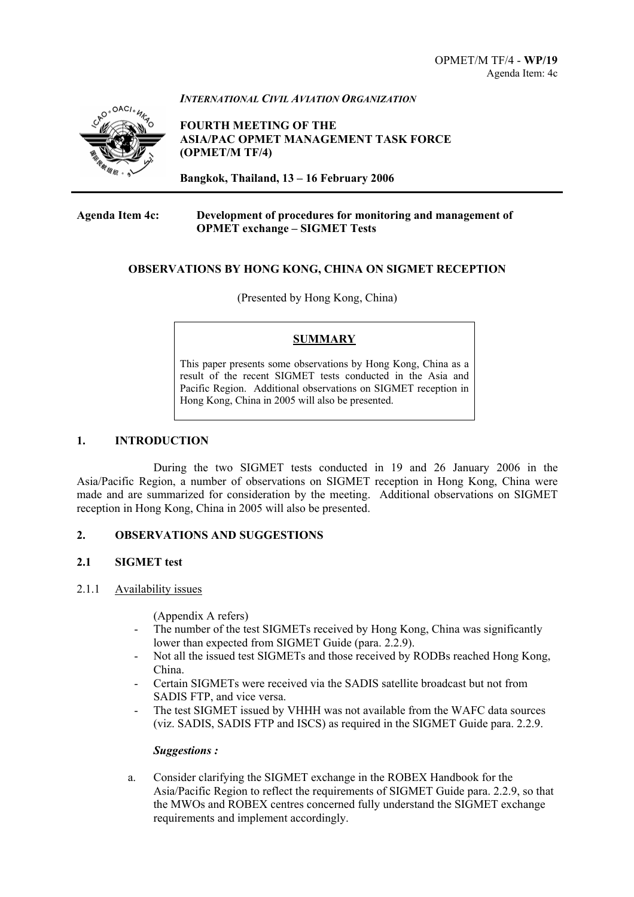OPMET/M TF/4 - **WP/19**
Agenda Item: 4c

*INTERNATIONAL CIVIL AVIATION ORGANIZATION*

**FOURTH MEETING OF THE**
**ASIA/PAC OPMET MANAGEMENT TASK FORCE**
**(OPMET/M TF/4)**

**Bangkok, Thailand, 13 – 16 February 2006**

---

**Agenda Item 4c:** **Development of procedures for monitoring and management of OPMET exchange – SIGMET Tests**

**OBSERVATIONS BY HONG KONG, CHINA ON SIGMET RECEPTION**

(Presented by Hong Kong, China)

**SUMMARY**

This paper presents some observations by Hong Kong, China as a result of the recent SIGMET tests conducted in the Asia and Pacific Region. Additional observations on SIGMET reception in Hong Kong, China in 2005 will also be presented.

## 1. INTRODUCTION

During the two SIGMET tests conducted in 19 and 26 January 2006 in the Asia/Pacific Region, a number of observations on SIGMET reception in Hong Kong, China were made and are summarized for consideration by the meeting. Additional observations on SIGMET reception in Hong Kong, China in 2005 will also be presented.

## 2. OBSERVATIONS AND SUGGESTIONS

### 2.1 SIGMET test

2.1.1 Availability issues

(Appendix A refers)

- The number of the test SIGMETs received by Hong Kong, China was significantly lower than expected from SIGMET Guide (para. 2.2.9).
- Not all the issued test SIGMETs and those received by RODBs reached Hong Kong, China.
- Certain SIGMETs were received via the SADIS satellite broadcast but not from SADIS FTP, and vice versa.
- The test SIGMET issued by VHHH was not available from the WAFC data sources (viz. SADIS, SADIS FTP and ISCS) as required in the SIGMET Guide para. 2.2.9.

***Suggestions :***

a. Consider clarifying the SIGMET exchange in the ROBEX Handbook for the Asia/Pacific Region to reflect the requirements of SIGMET Guide para. 2.2.9, so that the MWOs and ROBEX centres concerned fully understand the SIGMET exchange requirements and implement accordingly.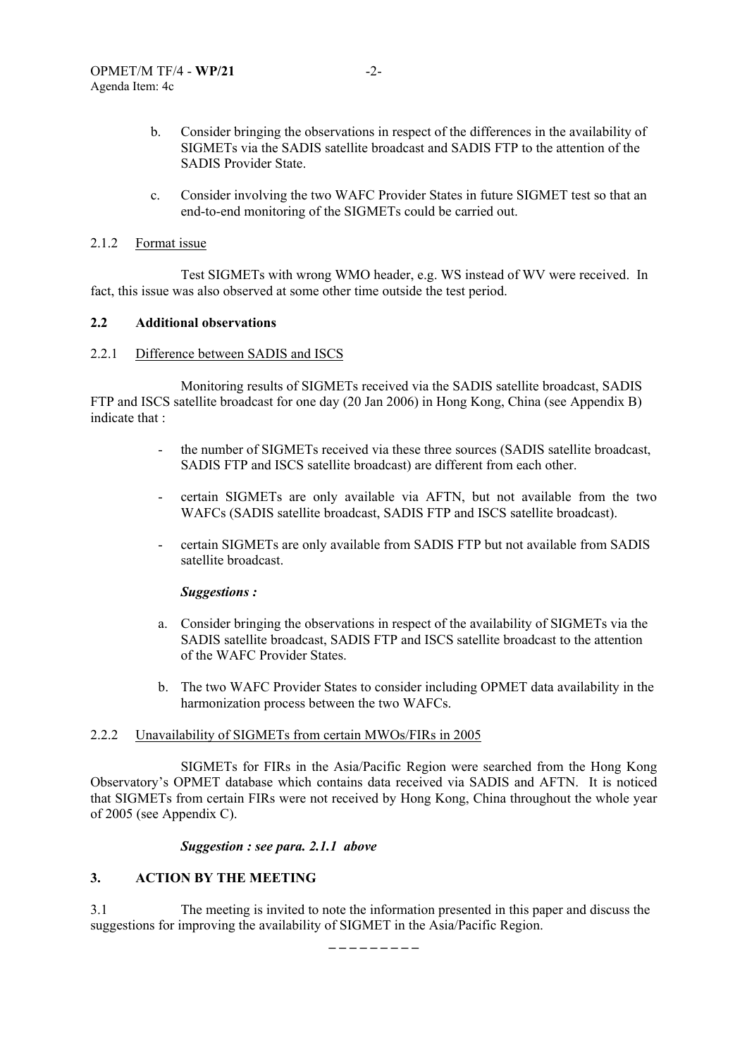b. Consider bringing the observations in respect of the differences in the availability of SIGMETs via the SADIS satellite broadcast and SADIS FTP to the attention of the SADIS Provider State.

c. Consider involving the two WAFC Provider States in future SIGMET test so that an end-to-end monitoring of the SIGMETs could be carried out.

2.1.2 Format issue

Test SIGMETs with wrong WMO header, e.g. WS instead of WV were received. In fact, this issue was also observed at some other time outside the test period.

**2.2 Additional observations**

2.2.1 Difference between SADIS and ISCS

Monitoring results of SIGMETs received via the SADIS satellite broadcast, SADIS FTP and ISCS satellite broadcast for one day (20 Jan 2006) in Hong Kong, China (see Appendix B) indicate that :

- the number of SIGMETs received via these three sources (SADIS satellite broadcast, SADIS FTP and ISCS satellite broadcast) are different from each other.
- certain SIGMETs are only available via AFTN, but not available from the two WAFCs (SADIS satellite broadcast, SADIS FTP and ISCS satellite broadcast).
- certain SIGMETs are only available from SADIS FTP but not available from SADIS satellite broadcast.

***Suggestions :***

a. Consider bringing the observations in respect of the availability of SIGMETs via the SADIS satellite broadcast, SADIS FTP and ISCS satellite broadcast to the attention of the WAFC Provider States.

b. The two WAFC Provider States to consider including OPMET data availability in the harmonization process between the two WAFCs.

2.2.2 Unavailability of SIGMETs from certain MWOs/FIRs in 2005

SIGMETs for FIRs in the Asia/Pacific Region were searched from the Hong Kong Observatory's OPMET database which contains data received via SADIS and AFTN. It is noticed that SIGMETs from certain FIRs were not received by Hong Kong, China throughout the whole year of 2005 (see Appendix C).

***Suggestion : see para. 2.1.1 above***

**3. ACTION BY THE MEETING**

3.1 The meeting is invited to note the information presented in this paper and discuss the suggestions for improving the availability of SIGMET in the Asia/Pacific Region.

\_ \_ \_ \_ \_ \_ \_ \_ \_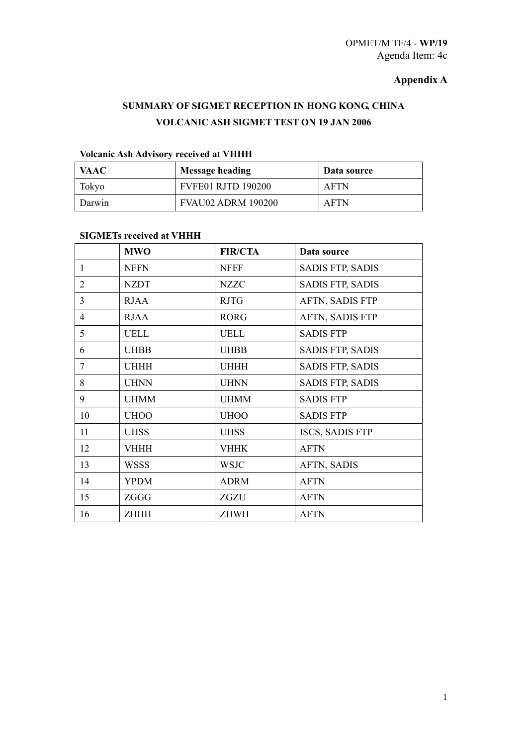OPMET/M TF/4 - **WP/19**
Agenda Item: 4c

**Appendix A**

## SUMMARY OF SIGMET RECEPTION IN HONG KONG, CHINA
## VOLCANIC ASH SIGMET TEST ON 19 JAN 2006

**Volcanic Ash Advisory received at VHHH**

| VAAC | Message heading | Data source |
|---|---|---|
| Tokyo | FVFE01 RJTD 190200 | AFTN |
| Darwin | FVAU02 ADRM 190200 | AFTN |

**SIGMETs received at VHHH**

| | MWO | FIR/CTA | Data source |
|---|---|---|---|
| 1 | NFFN | NFFF | SADIS FTP, SADIS |
| 2 | NZDT | NZZC | SADIS FTP, SADIS |
| 3 | RJAA | RJTG | AFTN, SADIS FTP |
| 4 | RJAA | RORG | AFTN, SADIS FTP |
| 5 | UELL | UELL | SADIS FTP |
| 6 | UHBB | UHBB | SADIS FTP, SADIS |
| 7 | UHHH | UHHH | SADIS FTP, SADIS |
| 8 | UHNN | UHNN | SADIS FTP, SADIS |
| 9 | UHMM | UHMM | SADIS FTP |
| 10 | UHOO | UHOO | SADIS FTP |
| 11 | UHSS | UHSS | ISCS, SADIS FTP |
| 12 | VHHH | VHHK | AFTN |
| 13 | WSSS | WSJC | AFTN, SADIS |
| 14 | YPDM | ADRM | AFTN |
| 15 | ZGGG | ZGZU | AFTN |
| 16 | ZHHH | ZHWH | AFTN |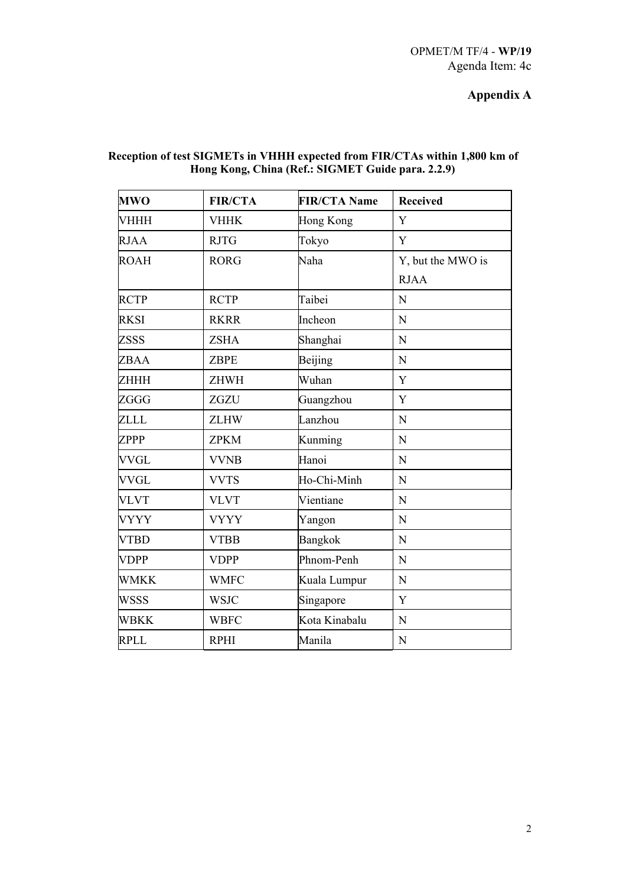OPMET/M TF/4 - **WP/19**
Agenda Item: 4c

**Appendix A**

**Reception of test SIGMETs in VHHH expected from FIR/CTAs within 1,800 km of Hong Kong, China (Ref.: SIGMET Guide para. 2.2.9)**

| MWO | FIR/CTA | FIR/CTA Name | Received |
|---|---|---|---|
| VHHH | VHHK | Hong Kong | Y |
| RJAA | RJTG | Tokyo | Y |
| ROAH | RORG | Naha | Y, but the MWO is RJAA |
| RCTP | RCTP | Taibei | N |
| RKSI | RKRR | Incheon | N |
| ZSSS | ZSHA | Shanghai | N |
| ZBAA | ZBPE | Beijing | N |
| ZHHH | ZHWH | Wuhan | Y |
| ZGGG | ZGZU | Guangzhou | Y |
| ZLLL | ZLHW | Lanzhou | N |
| ZPPP | ZPKM | Kunming | N |
| VVGL | VVNB | Hanoi | N |
| VVGL | VVTS | Ho-Chi-Minh | N |
| VLVT | VLVT | Vientiane | N |
| VYYY | VYYY | Yangon | N |
| VTBD | VTBB | Bangkok | N |
| VDPP | VDPP | Phnom-Penh | N |
| WMKK | WMFC | Kuala Lumpur | N |
| WSSS | WSJC | Singapore | Y |
| WBKK | WBFC | Kota Kinabalu | N |
| RPLL | RPHI | Manila | N |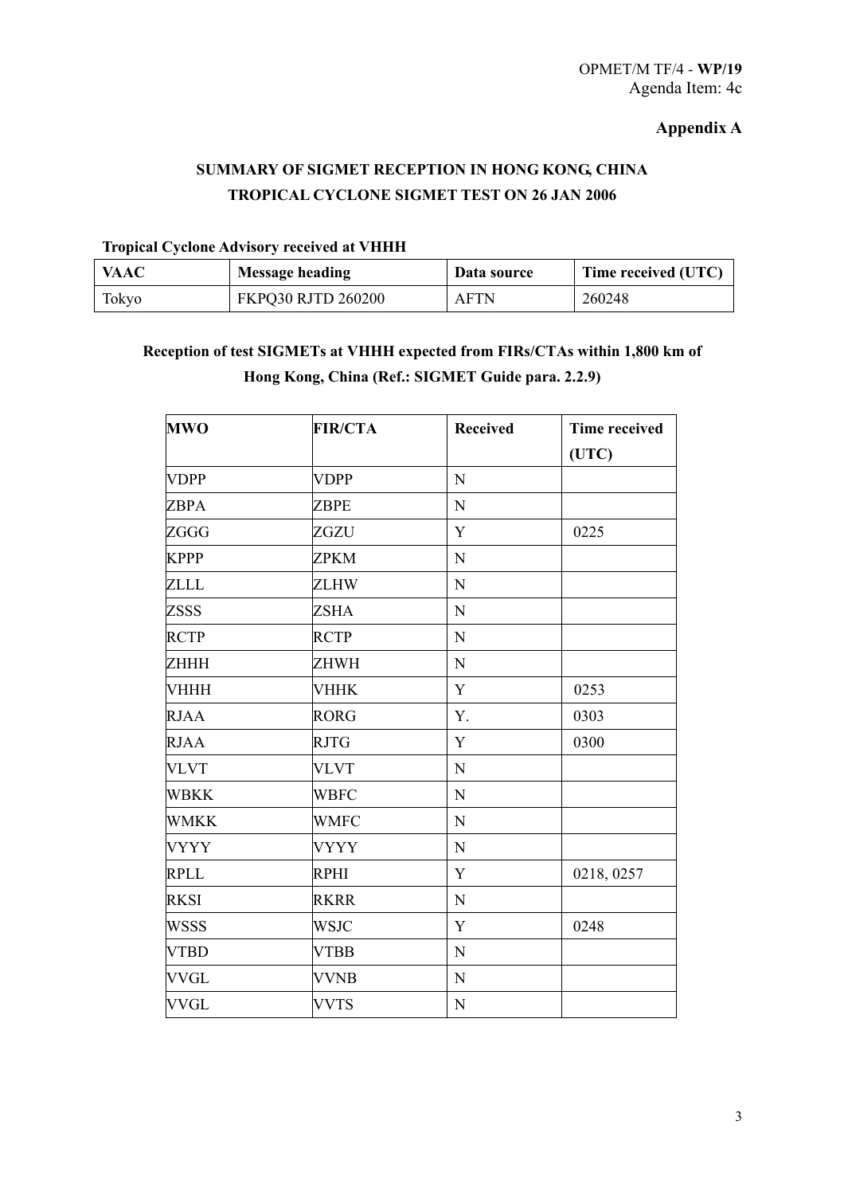OPMET/M TF/4 - **WP/19**
Agenda Item: 4c

**Appendix A**

## SUMMARY OF SIGMET RECEPTION IN HONG KONG, CHINA
## TROPICAL CYCLONE SIGMET TEST ON 26 JAN 2006

**Tropical Cyclone Advisory received at VHHH**

| VAAC | Message heading | Data source | Time received (UTC) |
|---|---|---|---|
| Tokyo | FKPQ30 RJTD 260200 | AFTN | 260248 |

**Reception of test SIGMETs at VHHH expected from FIRs/CTAs within 1,800 km of Hong Kong, China (Ref.: SIGMET Guide para. 2.2.9)**

| MWO | FIR/CTA | Received | Time received (UTC) |
|---|---|---|---|
| VDPP | VDPP | N | |
| ZBPA | ZBPE | N | |
| ZGGG | ZGZU | Y | 0225 |
| KPPP | ZPKM | N | |
| ZLLL | ZLHW | N | |
| ZSSS | ZSHA | N | |
| RCTP | RCTP | N | |
| ZHHH | ZHWH | N | |
| VHHH | VHHK | Y | 0253 |
| RJAA | RORG | Y. | 0303 |
| RJAA | RJTG | Y | 0300 |
| VLVT | VLVT | N | |
| WBKK | WBFC | N | |
| WMKK | WMFC | N | |
| VYYY | VYYY | N | |
| RPLL | RPHI | Y | 0218, 0257 |
| RKSI | RKRR | N | |
| WSSS | WSJC | Y | 0248 |
| VTBD | VTBB | N | |
| VVGL | VVNB | N | |
| VVGL | VVTS | N | |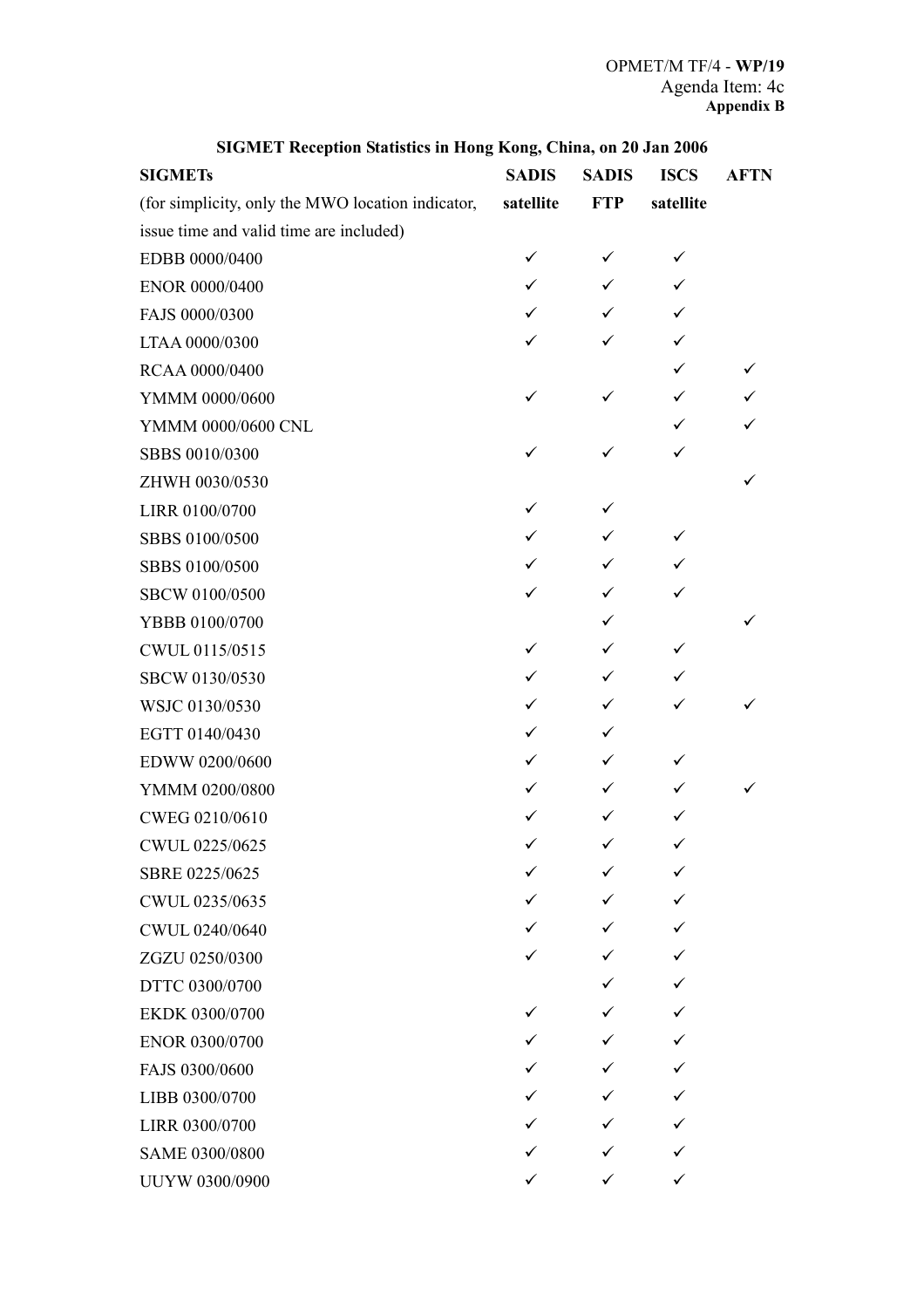OPMET/M TF/4 - **WP/19**
Agenda Item: 4c
**Appendix B**

**SIGMET Reception Statistics in Hong Kong, China, on 20 Jan 2006**

| **SIGMETs** (for simplicity, only the MWO location indicator, issue time and valid time are included) | **SADIS satellite** | **SADIS FTP** | **ISCS satellite** | **AFTN** |
|---|---|---|---|---|
| EDBB 0000/0400 | ✓ | ✓ | ✓ | |
| ENOR 0000/0400 | ✓ | ✓ | ✓ | |
| FAJS 0000/0300 | ✓ | ✓ | ✓ | |
| LTAA 0000/0300 | ✓ | ✓ | ✓ | |
| RCAA 0000/0400 | | | ✓ | ✓ |
| YMMM 0000/0600 | ✓ | ✓ | ✓ | ✓ |
| YMMM 0000/0600 CNL | | | ✓ | ✓ |
| SBBS 0010/0300 | ✓ | ✓ | ✓ | |
| ZHWH 0030/0530 | | | | ✓ |
| LIRR 0100/0700 | ✓ | ✓ | | |
| SBBS 0100/0500 | ✓ | ✓ | ✓ | |
| SBBS 0100/0500 | ✓ | ✓ | ✓ | |
| SBCW 0100/0500 | ✓ | ✓ | ✓ | |
| YBBB 0100/0700 | | ✓ | | ✓ |
| CWUL 0115/0515 | ✓ | ✓ | ✓ | |
| SBCW 0130/0530 | ✓ | ✓ | ✓ | |
| WSJC 0130/0530 | ✓ | ✓ | ✓ | ✓ |
| EGTT 0140/0430 | ✓ | ✓ | | |
| EDWW 0200/0600 | ✓ | ✓ | ✓ | |
| YMMM 0200/0800 | ✓ | ✓ | ✓ | ✓ |
| CWEG 0210/0610 | ✓ | ✓ | ✓ | |
| CWUL 0225/0625 | ✓ | ✓ | ✓ | |
| SBRE 0225/0625 | ✓ | ✓ | ✓ | |
| CWUL 0235/0635 | ✓ | ✓ | ✓ | |
| CWUL 0240/0640 | ✓ | ✓ | ✓ | |
| ZGZU 0250/0300 | ✓ | ✓ | ✓ | |
| DTTC 0300/0700 | | ✓ | ✓ | |
| EKDK 0300/0700 | ✓ | ✓ | ✓ | |
| ENOR 0300/0700 | ✓ | ✓ | ✓ | |
| FAJS 0300/0600 | ✓ | ✓ | ✓ | |
| LIBB 0300/0700 | ✓ | ✓ | ✓ | |
| LIRR 0300/0700 | ✓ | ✓ | ✓ | |
| SAME 0300/0800 | ✓ | ✓ | ✓ | |
| UUYW 0300/0900 | ✓ | ✓ | ✓ | |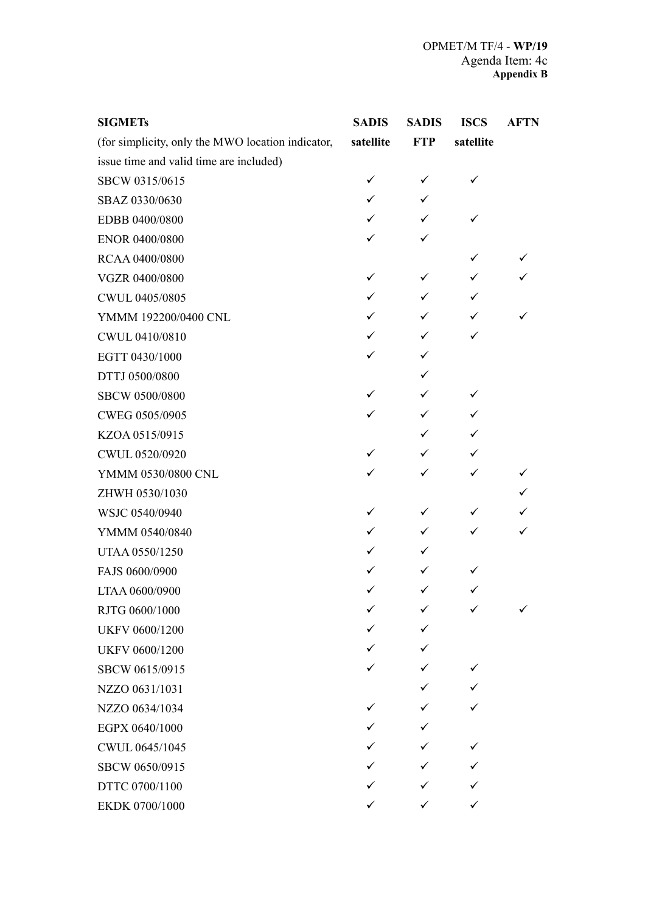OPMET/M TF/4 - **WP/19**
Agenda Item: 4c
**Appendix B**

| **SIGMETs** (for simplicity, only the MWO location indicator, issue time and valid time are included) | **SADIS satellite** | **SADIS FTP** | **ISCS satellite** | **AFTN** |
|---|---|---|---|---|
| SBCW 0315/0615 | ✓ | ✓ | ✓ | |
| SBAZ 0330/0630 | ✓ | ✓ | | |
| EDBB 0400/0800 | ✓ | ✓ | ✓ | |
| ENOR 0400/0800 | ✓ | ✓ | | |
| RCAA 0400/0800 | | | ✓ | ✓ |
| VGZR 0400/0800 | ✓ | ✓ | ✓ | ✓ |
| CWUL 0405/0805 | ✓ | ✓ | ✓ | |
| YMMM 192200/0400 CNL | ✓ | ✓ | ✓ | ✓ |
| CWUL 0410/0810 | ✓ | ✓ | ✓ | |
| EGTT 0430/1000 | ✓ | ✓ | | |
| DTTJ 0500/0800 | | ✓ | | |
| SBCW 0500/0800 | ✓ | ✓ | ✓ | |
| CWEG 0505/0905 | ✓ | ✓ | ✓ | |
| KZOA 0515/0915 | | ✓ | ✓ | |
| CWUL 0520/0920 | ✓ | ✓ | ✓ | |
| YMMM 0530/0800 CNL | ✓ | ✓ | ✓ | ✓ |
| ZHWH 0530/1030 | | | | ✓ |
| WSJC 0540/0940 | ✓ | ✓ | ✓ | ✓ |
| YMMM 0540/0840 | ✓ | ✓ | ✓ | ✓ |
| UTAA 0550/1250 | ✓ | ✓ | | |
| FAJS 0600/0900 | ✓ | ✓ | ✓ | |
| LTAA 0600/0900 | ✓ | ✓ | ✓ | |
| RJTG 0600/1000 | ✓ | ✓ | ✓ | ✓ |
| UKFV 0600/1200 | ✓ | ✓ | | |
| UKFV 0600/1200 | ✓ | ✓ | | |
| SBCW 0615/0915 | ✓ | ✓ | ✓ | |
| NZZO 0631/1031 | | ✓ | ✓ | |
| NZZO 0634/1034 | ✓ | ✓ | ✓ | |
| EGPX 0640/1000 | ✓ | ✓ | | |
| CWUL 0645/1045 | ✓ | ✓ | ✓ | |
| SBCW 0650/0915 | ✓ | ✓ | ✓ | |
| DTTC 0700/1100 | ✓ | ✓ | ✓ | |
| EKDK 0700/1000 | ✓ | ✓ | ✓ | |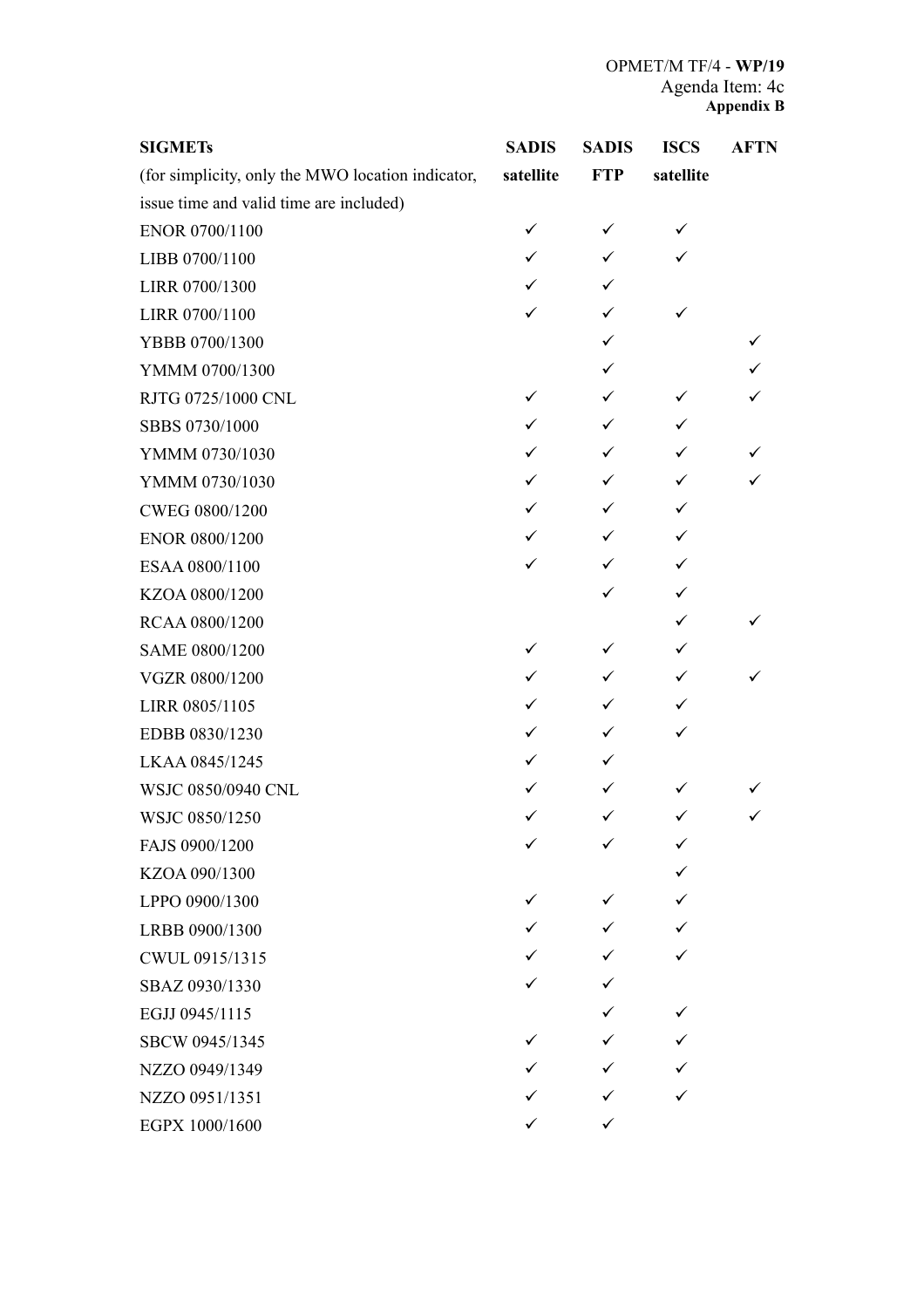OPMET/M TF/4 - **WP/19**
Agenda Item: 4c
**Appendix B**

| **SIGMETs** (for simplicity, only the MWO location indicator, issue time and valid time are included) | **SADIS satellite** | **SADIS FTP** | **ISCS satellite** | **AFTN** |
|---|---|---|---|---|
| ENOR 0700/1100 | ✓ | ✓ | ✓ | |
| LIBB 0700/1100 | ✓ | ✓ | ✓ | |
| LIRR 0700/1300 | ✓ | ✓ | | |
| LIRR 0700/1100 | ✓ | ✓ | ✓ | |
| YBBB 0700/1300 | | ✓ | | ✓ |
| YMMM 0700/1300 | | ✓ | | ✓ |
| RJTG 0725/1000 CNL | ✓ | ✓ | ✓ | ✓ |
| SBBS 0730/1000 | ✓ | ✓ | ✓ | |
| YMMM 0730/1030 | ✓ | ✓ | ✓ | ✓ |
| YMMM 0730/1030 | ✓ | ✓ | ✓ | ✓ |
| CWEG 0800/1200 | ✓ | ✓ | ✓ | |
| ENOR 0800/1200 | ✓ | ✓ | ✓ | |
| ESAA 0800/1100 | ✓ | ✓ | ✓ | |
| KZOA 0800/1200 | | ✓ | ✓ | |
| RCAA 0800/1200 | | | ✓ | ✓ |
| SAME 0800/1200 | ✓ | ✓ | ✓ | |
| VGZR 0800/1200 | ✓ | ✓ | ✓ | ✓ |
| LIRR 0805/1105 | ✓ | ✓ | ✓ | |
| EDBB 0830/1230 | ✓ | ✓ | ✓ | |
| LKAA 0845/1245 | ✓ | ✓ | | |
| WSJC 0850/0940 CNL | ✓ | ✓ | ✓ | ✓ |
| WSJC 0850/1250 | ✓ | ✓ | ✓ | ✓ |
| FAJS 0900/1200 | ✓ | ✓ | ✓ | |
| KZOA 090/1300 | | | ✓ | |
| LPPO 0900/1300 | ✓ | ✓ | ✓ | |
| LRBB 0900/1300 | ✓ | ✓ | ✓ | |
| CWUL 0915/1315 | ✓ | ✓ | ✓ | |
| SBAZ 0930/1330 | ✓ | ✓ | | |
| EGJJ 0945/1115 | | ✓ | ✓ | |
| SBCW 0945/1345 | ✓ | ✓ | ✓ | |
| NZZO 0949/1349 | ✓ | ✓ | ✓ | |
| NZZO 0951/1351 | ✓ | ✓ | ✓ | |
| EGPX 1000/1600 | ✓ | ✓ | | |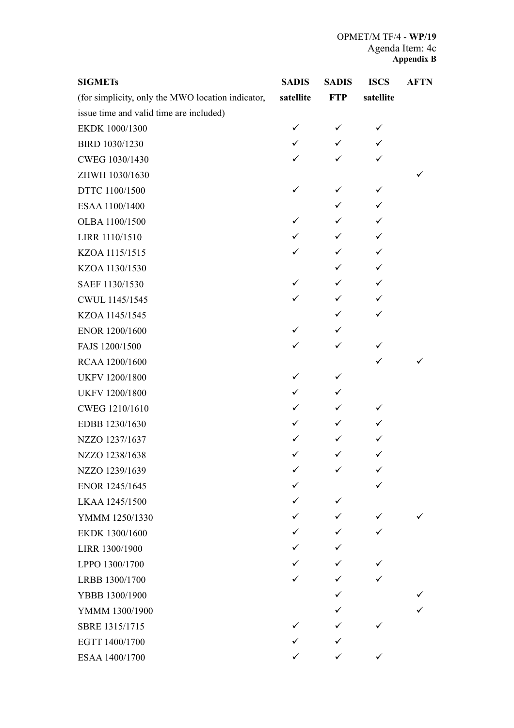Appendix B

| SIGMETs (for simplicity, only the MWO location indicator, issue time and valid time are included) | SADIS satellite | SADIS FTP | ISCS satellite | AFTN |
|---|---|---|---|---|
| EKDK 1000/1300 | ✓ | ✓ | ✓ | |
| BIRD 1030/1230 | ✓ | ✓ | ✓ | |
| CWEG 1030/1430 | ✓ | ✓ | ✓ | |
| ZHWH 1030/1630 | | | | ✓ |
| DTTC 1100/1500 | ✓ | ✓ | ✓ | |
| ESAA 1100/1400 | | ✓ | ✓ | |
| OLBA 1100/1500 | ✓ | ✓ | ✓ | |
| LIRR 1110/1510 | ✓ | ✓ | ✓ | |
| KZOA 1115/1515 | ✓ | ✓ | ✓ | |
| KZOA 1130/1530 | | ✓ | ✓ | |
| SAEF 1130/1530 | ✓ | ✓ | ✓ | |
| CWUL 1145/1545 | ✓ | ✓ | ✓ | |
| KZOA 1145/1545 | | ✓ | ✓ | |
| ENOR 1200/1600 | ✓ | ✓ | | |
| FAJS 1200/1500 | ✓ | ✓ | ✓ | |
| RCAA 1200/1600 | | | ✓ | ✓ |
| UKFV 1200/1800 | ✓ | ✓ | | |
| UKFV 1200/1800 | ✓ | ✓ | | |
| CWEG 1210/1610 | ✓ | ✓ | ✓ | |
| EDBB 1230/1630 | ✓ | ✓ | ✓ | |
| NZZO 1237/1637 | ✓ | ✓ | ✓ | |
| NZZO 1238/1638 | ✓ | ✓ | ✓ | |
| NZZO 1239/1639 | ✓ | ✓ | ✓ | |
| ENOR 1245/1645 | ✓ | | ✓ | |
| LKAA 1245/1500 | ✓ | ✓ | | |
| YMMM 1250/1330 | ✓ | ✓ | ✓ | ✓ |
| EKDK 1300/1600 | ✓ | ✓ | ✓ | |
| LIRR 1300/1900 | ✓ | ✓ | | |
| LPPO 1300/1700 | ✓ | ✓ | ✓ | |
| LRBB 1300/1700 | ✓ | ✓ | ✓ | |
| YBBB 1300/1900 | | ✓ | | ✓ |
| YMMM 1300/1900 | | ✓ | | ✓ |
| SBRE 1315/1715 | ✓ | ✓ | ✓ | |
| EGTT 1400/1700 | ✓ | ✓ | | |
| ESAA 1400/1700 | ✓ | ✓ | ✓ | |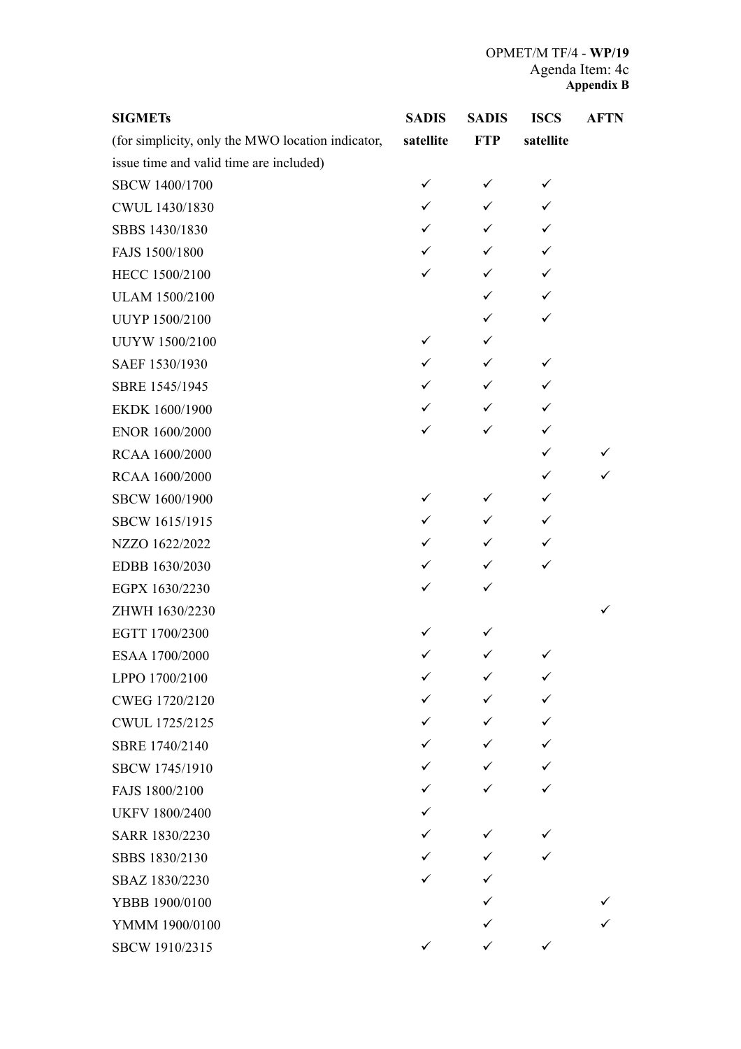**Appendix B**

| **SIGMETs** (for simplicity, only the MWO location indicator, issue time and valid time are included) | **SADIS satellite** | **SADIS FTP** | **ISCS satellite** | **AFTN** |
|---|---|---|---|---|
| SBCW 1400/1700 | ✓ | ✓ | ✓ | |
| CWUL 1430/1830 | ✓ | ✓ | ✓ | |
| SBBS 1430/1830 | ✓ | ✓ | ✓ | |
| FAJS 1500/1800 | ✓ | ✓ | ✓ | |
| HECC 1500/2100 | ✓ | ✓ | ✓ | |
| ULAM 1500/2100 | | ✓ | ✓ | |
| UUYP 1500/2100 | | ✓ | ✓ | |
| UUYW 1500/2100 | ✓ | ✓ | | |
| SAEF 1530/1930 | ✓ | ✓ | ✓ | |
| SBRE 1545/1945 | ✓ | ✓ | ✓ | |
| EKDK 1600/1900 | ✓ | ✓ | ✓ | |
| ENOR 1600/2000 | ✓ | ✓ | ✓ | |
| RCAA 1600/2000 | | | ✓ | ✓ |
| RCAA 1600/2000 | | | ✓ | ✓ |
| SBCW 1600/1900 | ✓ | ✓ | ✓ | |
| SBCW 1615/1915 | ✓ | ✓ | ✓ | |
| NZZO 1622/2022 | ✓ | ✓ | ✓ | |
| EDBB 1630/2030 | ✓ | ✓ | ✓ | |
| EGPX 1630/2230 | ✓ | ✓ | | |
| ZHWH 1630/2230 | | | | ✓ |
| EGTT 1700/2300 | ✓ | ✓ | | |
| ESAA 1700/2000 | ✓ | ✓ | ✓ | |
| LPPO 1700/2100 | ✓ | ✓ | ✓ | |
| CWEG 1720/2120 | ✓ | ✓ | ✓ | |
| CWUL 1725/2125 | ✓ | ✓ | ✓ | |
| SBRE 1740/2140 | ✓ | ✓ | ✓ | |
| SBCW 1745/1910 | ✓ | ✓ | ✓ | |
| FAJS 1800/2100 | ✓ | ✓ | ✓ | |
| UKFV 1800/2400 | ✓ | | | |
| SARR 1830/2230 | ✓ | ✓ | ✓ | |
| SBBS 1830/2130 | ✓ | ✓ | ✓ | |
| SBAZ 1830/2230 | ✓ | ✓ | | |
| YBBB 1900/0100 | | ✓ | | ✓ |
| YMMM 1900/0100 | | ✓ | | ✓ |
| SBCW 1910/2315 | ✓ | ✓ | ✓ | |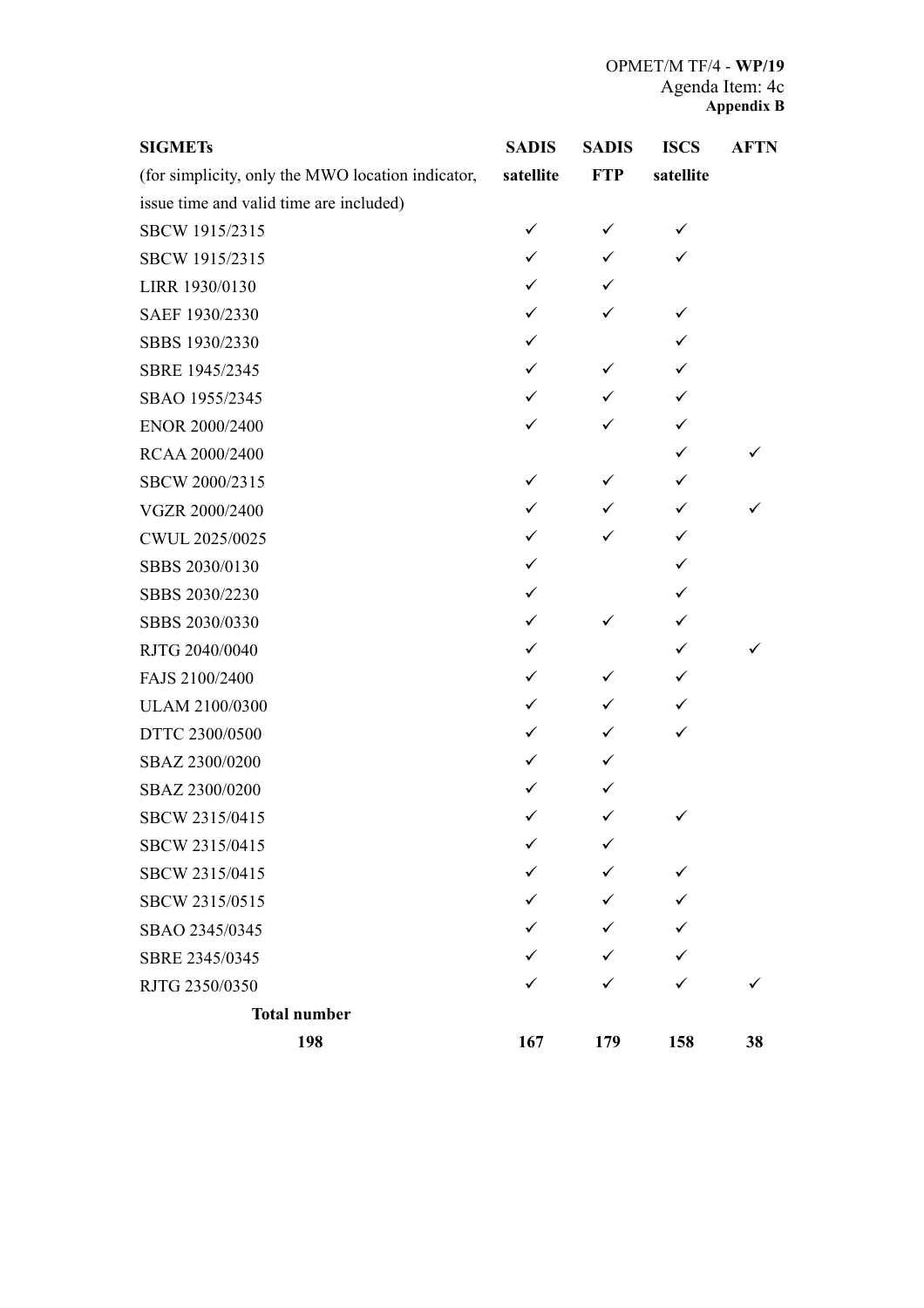| SIGMETs (for simplicity, only the MWO location indicator, issue time and valid time are included) | SADIS satellite | SADIS FTP | ISCS satellite | AFTN |
|---|---|---|---|---|
| SBCW 1915/2315 | ✓ | ✓ | ✓ | |
| SBCW 1915/2315 | ✓ | ✓ | ✓ | |
| LIRR 1930/0130 | ✓ | ✓ | | |
| SAEF 1930/2330 | ✓ | ✓ | ✓ | |
| SBBS 1930/2330 | ✓ | | ✓ | |
| SBRE 1945/2345 | ✓ | ✓ | ✓ | |
| SBAO 1955/2345 | ✓ | ✓ | ✓ | |
| ENOR 2000/2400 | ✓ | ✓ | ✓ | |
| RCAA 2000/2400 | | | ✓ | ✓ |
| SBCW 2000/2315 | ✓ | ✓ | ✓ | |
| VGZR 2000/2400 | ✓ | ✓ | ✓ | ✓ |
| CWUL 2025/0025 | ✓ | ✓ | ✓ | |
| SBBS 2030/0130 | ✓ | | ✓ | |
| SBBS 2030/2230 | ✓ | | ✓ | |
| SBBS 2030/0330 | ✓ | ✓ | ✓ | |
| RJTG 2040/0040 | ✓ | | ✓ | ✓ |
| FAJS 2100/2400 | ✓ | ✓ | ✓ | |
| ULAM 2100/0300 | ✓ | ✓ | ✓ | |
| DTTC 2300/0500 | ✓ | ✓ | ✓ | |
| SBAZ 2300/0200 | ✓ | ✓ | | |
| SBAZ 2300/0200 | ✓ | ✓ | | |
| SBCW 2315/0415 | ✓ | ✓ | ✓ | |
| SBCW 2315/0415 | ✓ | ✓ | | |
| SBCW 2315/0415 | ✓ | ✓ | ✓ | |
| SBCW 2315/0515 | ✓ | ✓ | ✓ | |
| SBAO 2345/0345 | ✓ | ✓ | ✓ | |
| SBRE 2345/0345 | ✓ | ✓ | ✓ | |
| RJTG 2350/0350 | ✓ | ✓ | ✓ | ✓ |
| **Total number** | | | | |
| **198** | **167** | **179** | **158** | **38** |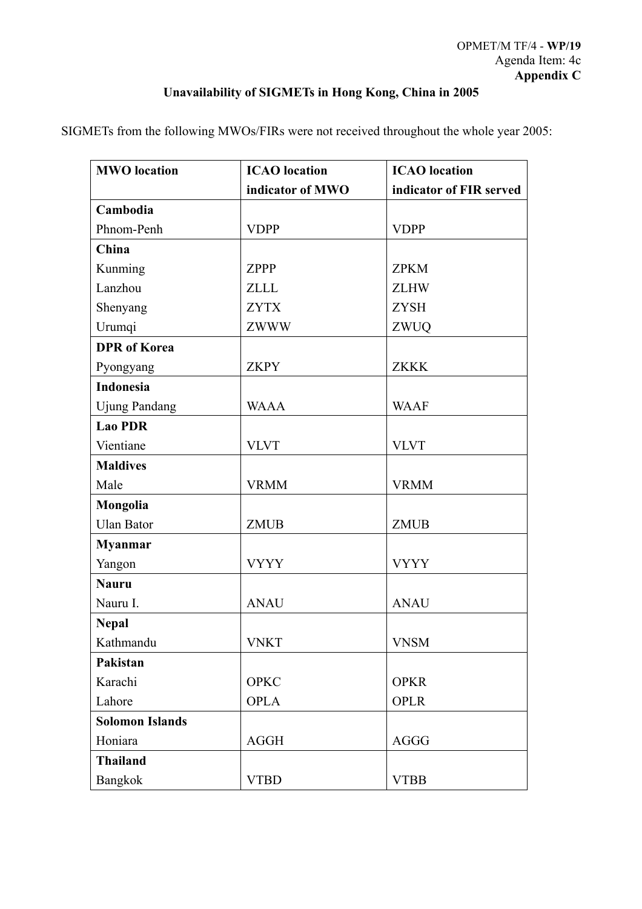OPMET/M TF/4 - **WP/19**
Agenda Item: 4c
**Appendix C**

## Unavailability of SIGMETs in Hong Kong, China in 2005

SIGMETs from the following MWOs/FIRs were not received throughout the whole year 2005:

| MWO location | ICAO location indicator of MWO | ICAO location indicator of FIR served |
|---|---|---|
| **Cambodia** | | |
| Phnom-Penh | VDPP | VDPP |
| **China** | | |
| Kunming | ZPPP | ZPKM |
| Lanzhou | ZLLL | ZLHW |
| Shenyang | ZYTX | ZYSH |
| Urumqi | ZWWW | ZWUQ |
| **DPR of Korea** | | |
| Pyongyang | ZKPY | ZKKK |
| **Indonesia** | | |
| Ujung Pandang | WAAA | WAAF |
| **Lao PDR** | | |
| Vientiane | VLVT | VLVT |
| **Maldives** | | |
| Male | VRMM | VRMM |
| **Mongolia** | | |
| Ulan Bator | ZMUB | ZMUB |
| **Myanmar** | | |
| Yangon | VYYY | VYYY |
| **Nauru** | | |
| Nauru I. | ANAU | ANAU |
| **Nepal** | | |
| Kathmandu | VNKT | VNSM |
| **Pakistan** | | |
| Karachi | OPKC | OPKR |
| Lahore | OPLA | OPLR |
| **Solomon Islands** | | |
| Honiara | AGGH | AGGG |
| **Thailand** | | |
| Bangkok | VTBD | VTBB |